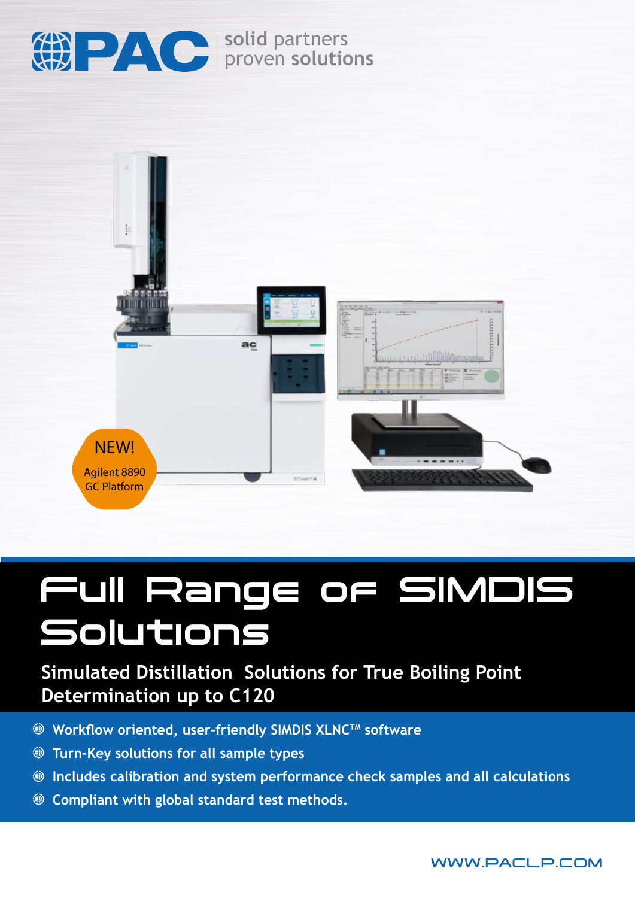PAC | solid partners proven solutions

NEW! Agilent 8890 GC Platform

# Full Range of SIMDIS Solutions

## Simulated Distillation Solutions for True Boiling Point Determination up to C120

- Workflow oriented, user-friendly SIMDIS XLNC™ software
- Turn-Key solutions for all sample types
- Includes calibration and system performance check samples and all calculations
- Compliant with global standard test methods.

WWW.PACLP.COM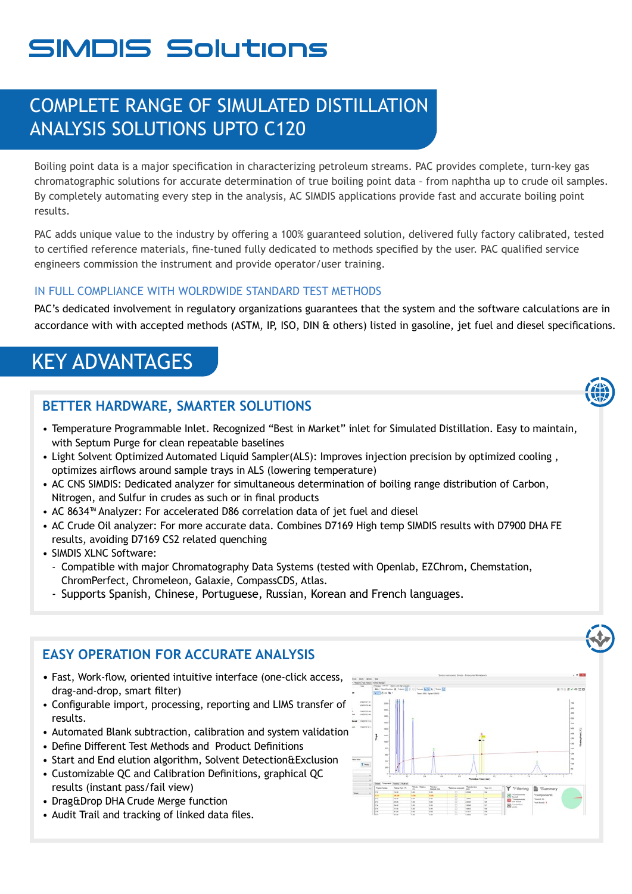# SIMDIS Solutions

## COMPLETE RANGE OF SIMULATED DISTILLATION ANALYSIS SOLUTIONS UPTO C120

Boiling point data is a major specification in characterizing petroleum streams. PAC provides complete, turn-key gas chromatographic solutions for accurate determination of true boiling point data – from naphtha up to crude oil samples. By completely automating every step in the analysis, AC SIMDIS applications provide fast and accurate boiling point results.

PAC adds unique value to the industry by offering a 100% guaranteed solution, delivered fully factory calibrated, tested to certified reference materials, fine-tuned fully dedicated to methods specified by the user. PAC qualified service engineers commission the instrument and provide operator/user training.

### IN FULL COMPLIANCE WITH WOLRDWIDE STANDARD TEST METHODS

PAC's dedicated involvement in regulatory organizations guarantees that the system and the software calculations are in accordance with with accepted methods (ASTM, IP, ISO, DIN & others) listed in gasoline, jet fuel and diesel specifications.

## KEY ADVANTAGES

### BETTER HARDWARE, SMARTER SOLUTIONS

- Temperature Programmable Inlet. Recognized "Best in Market" inlet for Simulated Distillation. Easy to maintain, with Septum Purge for clean repeatable baselines
- Light Solvent Optimized Automated Liquid Sampler(ALS): Improves injection precision by optimized cooling , optimizes airflows around sample trays in ALS (lowering temperature)
- AC CNS SIMDIS: Dedicated analyzer for simultaneous determination of boiling range distribution of Carbon, Nitrogen, and Sulfur in crudes as such or in final products
- AC 8634™ Analyzer: For accelerated D86 correlation data of jet fuel and diesel
- AC Crude Oil analyzer: For more accurate data. Combines D7169 High temp SIMDIS results with D7900 DHA FE results, avoiding D7169 CS2 related quenching
- SIMDIS XLNC Software:
  - Compatible with major Chromatography Data Systems (tested with Openlab, EZChrom, Chemstation, ChromPerfect, Chromeleon, Galaxie, CompassCDS, Atlas.
  - Supports Spanish, Chinese, Portuguese, Russian, Korean and French languages.

### EASY OPERATION FOR ACCURATE ANALYSIS

- Fast, Work-flow, oriented intuitive interface (one-click access, drag-and-drop, smart filter)
- Configurable import, processing, reporting and LIMS transfer of results.
- Automated Blank subtraction, calibration and system validation
- Define Different Test Methods and Product Definitions
- Start and End elution algorithm, Solvent Detection&Exclusion
- Customizable QC and Calibration Definitions, graphical QC results (instant pass/fail view)
- Drag&Drop DHA Crude Merge function
- Audit Trail and tracking of linked data files.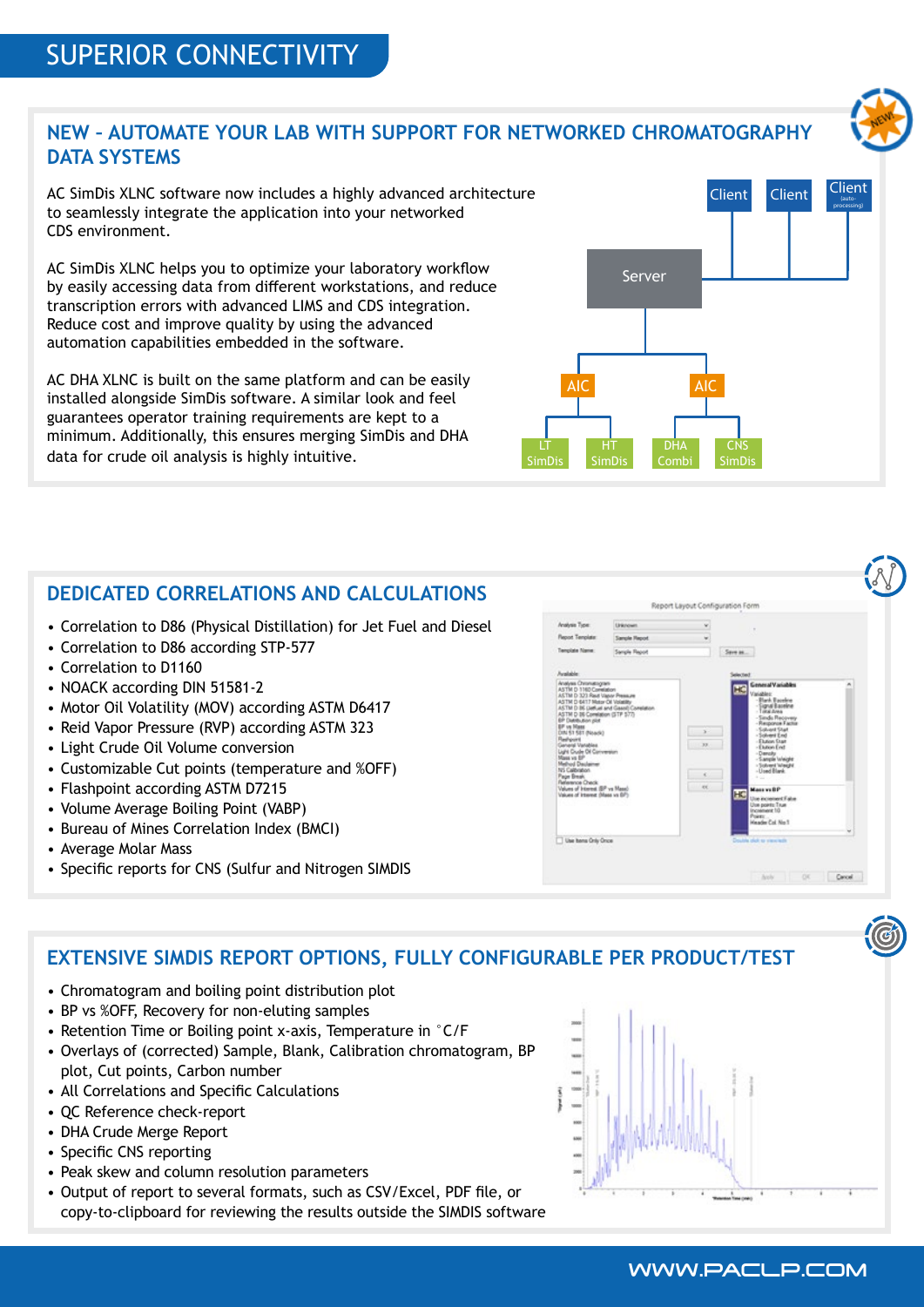# SUPERIOR CONNECTIVITY

## NEW – AUTOMATE YOUR LAB WITH SUPPORT FOR NETWORKED CHROMATOGRAPHY DATA SYSTEMS

AC SimDis XLNC software now includes a highly advanced architecture to seamlessly integrate the application into your networked CDS environment.

AC SimDis XLNC helps you to optimize your laboratory workflow by easily accessing data from different workstations, and reduce transcription errors with advanced LIMS and CDS integration. Reduce cost and improve quality by using the advanced automation capabilities embedded in the software.

AC DHA XLNC is built on the same platform and can be easily installed alongside SimDis software. A similar look and feel guarantees operator training requirements are kept to a minimum. Additionally, this ensures merging SimDis and DHA data for crude oil analysis is highly intuitive.

## DEDICATED CORRELATIONS AND CALCULATIONS

- Correlation to D86 (Physical Distillation) for Jet Fuel and Diesel
- Correlation to D86 according STP-577
- Correlation to D1160
- NOACK according DIN 51581-2
- Motor Oil Volatility (MOV) according ASTM D6417
- Reid Vapor Pressure (RVP) according ASTM 323
- Light Crude Oil Volume conversion
- Customizable Cut points (temperature and %OFF)
- Flashpoint according ASTM D7215
- Volume Average Boiling Point (VABP)
- Bureau of Mines Correlation Index (BMCI)
- Average Molar Mass
- Specific reports for CNS (Sulfur and Nitrogen SIMDIS

## EXTENSIVE SIMDIS REPORT OPTIONS, FULLY CONFIGURABLE PER PRODUCT/TEST

- Chromatogram and boiling point distribution plot
- BP vs %OFF, Recovery for non-eluting samples
- Retention Time or Boiling point x-axis, Temperature in °C/F
- Overlays of (corrected) Sample, Blank, Calibration chromatogram, BP plot, Cut points, Carbon number
- All Correlations and Specific Calculations
- QC Reference check-report
- DHA Crude Merge Report
- Specific CNS reporting
- Peak skew and column resolution parameters
- Output of report to several formats, such as CSV/Excel, PDF file, or copy-to-clipboard for reviewing the results outside the SIMDIS software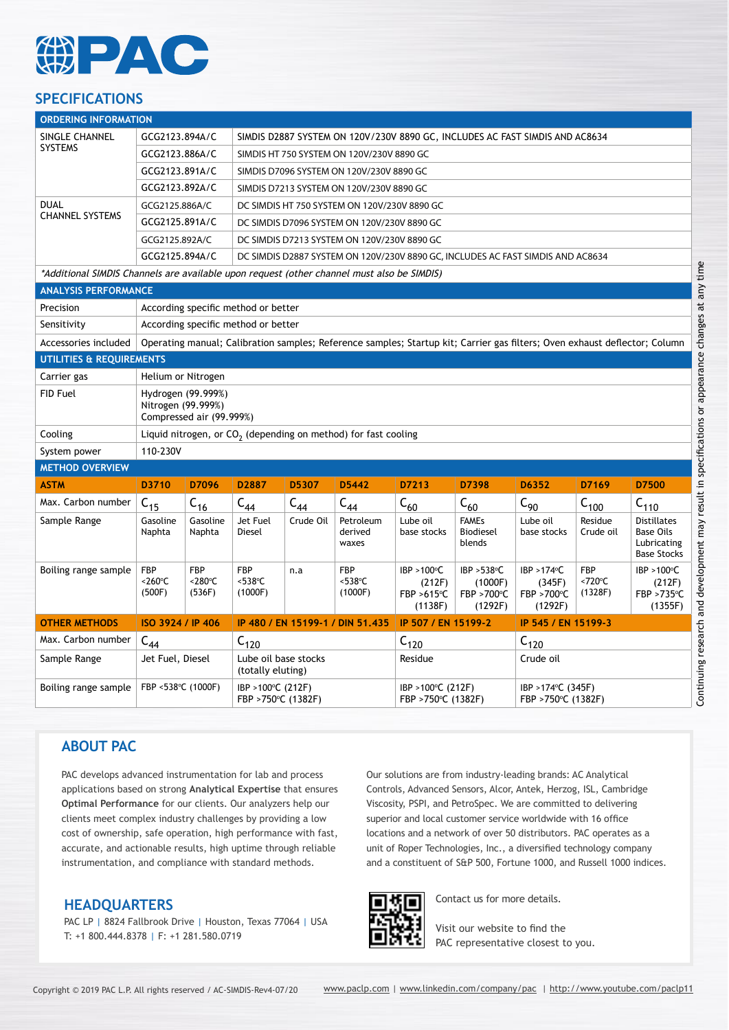## SPECIFICATIONS

| ORDERING INFORMATION | | |
|---|---|---|
| SINGLE CHANNEL SYSTEMS | GCG2123.894A/C | SIMDIS D2887 SYSTEM ON 120V/230V 8890 GC, INCLUDES AC FAST SIMDIS AND AC8634 |
| | GCG2123.886A/C | SIMDIS HT 750 SYSTEM ON 120V/230V 8890 GC |
| | GCG2123.891A/C | SIMDIS D7096 SYSTEM ON 120V/230V 8890 GC |
| | GCG2123.892A/C | SIMDIS D7213 SYSTEM ON 120V/230V 8890 GC |
| DUAL CHANNEL SYSTEMS | GCG2125.886A/C | DC SIMDIS HT 750 SYSTEM ON 120V/230V 8890 GC |
| | GCG2125.891A/C | DC SIMDIS D7096 SYSTEM ON 120V/230V 8890 GC |
| | GCG2125.892A/C | DC SIMDIS D7213 SYSTEM ON 120V/230V 8890 GC |
| | GCG2125.894A/C | DC SIMDIS D2887 SYSTEM ON 120V/230V 8890 GC, INCLUDES AC FAST SIMDIS AND AC8634 |

*Additional SIMDIS Channels are available upon request (other channel must also be SIMDIS)*

| ANALYSIS PERFORMANCE | |
|---|---|
| Precision | According specific method or better |
| Sensitivity | According specific method or better |
| Accessories included | Operating manual; Calibration samples; Reference samples; Startup kit; Carrier gas filters; Oven exhaust deflector; Column |

| UTILITIES & REQUIREMENTS | |
|---|---|
| Carrier gas | Helium or Nitrogen |
| FID Fuel | Hydrogen (99.999%)<br>Nitrogen (99.999%)<br>Compressed air (99.999%) |
| Cooling | Liquid nitrogen, or $CO_2$ (depending on method) for fast cooling |
| System power | 110-230V |

**METHOD OVERVIEW**

| ASTM | D3710 | D7096 | D2887 | D5307 | D5442 | D7213 | D7398 | D6352 | D7169 | D7500 |
|---|---|---|---|---|---|---|---|---|---|---|
| Max. Carbon number | $C_{15}$ | $C_{16}$ | $C_{44}$ | $C_{44}$ | $C_{44}$ | $C_{60}$ | $C_{60}$ | $C_{90}$ | $C_{100}$ | $C_{110}$ |
| Sample Range | Gasoline Naphta | Gasoline Naphta | Jet Fuel Diesel | Crude Oil | Petroleum derived waxes | Lube oil base stocks | FAMEs Biodiesel blends | Lube oil base stocks | Residue Crude oil | Distillates Base Oils Lubricating Base Stocks |
| Boiling range sample | FBP <260°C (500F) | FBP <280°C (536F) | FBP <538°C (1000F) | n.a | FBP <538°C (1000F) | IBP >100°C (212F) FBP >615°C (1138F) | IBP >538°C (1000F) FBP >700°C (1292F) | IBP >174°C (345F) FBP >700°C (1292F) | FBP <720°C (1328F) | IBP >100°C (212F) FBP >735°C (1355F) |

| OTHER METHODS | ISO 3924 / IP 406 | IP 480 / EN 15199-1 / DIN 51.435 | IP 507 / EN 15199-2 | IP 545 / EN 15199-3 |
|---|---|---|---|---|
| Max. Carbon number | $C_{44}$ | $C_{120}$ | $C_{120}$ | $C_{120}$ |
| Sample Range | Jet Fuel, Diesel | Lube oil base stocks (totally eluting) | Residue | Crude oil |
| Boiling range sample | FBP <538°C (1000F) | IBP >100°C (212F) FBP >750°C (1382F) | IBP >100°C (212F) FBP >750°C (1382F) | IBP >174°C (345F) FBP >750°C (1382F) |

Continuing research and development may result in specifications or appearance changes at any time

## ABOUT PAC

PAC develops advanced instrumentation for lab and process applications based on strong **Analytical Expertise** that ensures **Optimal Performance** for our clients. Our analyzers help our clients meet complex industry challenges by providing a low cost of ownership, safe operation, high performance with fast, accurate, and actionable results, high uptime through reliable instrumentation, and compliance with standard methods.

Our solutions are from industry-leading brands: AC Analytical Controls, Advanced Sensors, Alcor, Antek, Herzog, ISL, Cambridge Viscosity, PSPI, and PetroSpec. We are committed to delivering superior and local customer service worldwide with 16 office locations and a network of over 50 distributors. PAC operates as a unit of Roper Technologies, Inc., a diversified technology company and a constituent of S&P 500, Fortune 1000, and Russell 1000 indices.

## HEADQUARTERS

PAC LP | 8824 Fallbrook Drive | Houston, Texas 77064 | USA
T: +1 800.444.8378 | F: +1 281.580.0719

Contact us for more details.

Visit our website to find the PAC representative closest to you.

Copyright © 2019 PAC L.P. All rights reserved / AC-SIMDIS-Rev4-07/20 www.paclp.com | www.linkedin.com/company/pac | http://www.youtube.com/paclp11